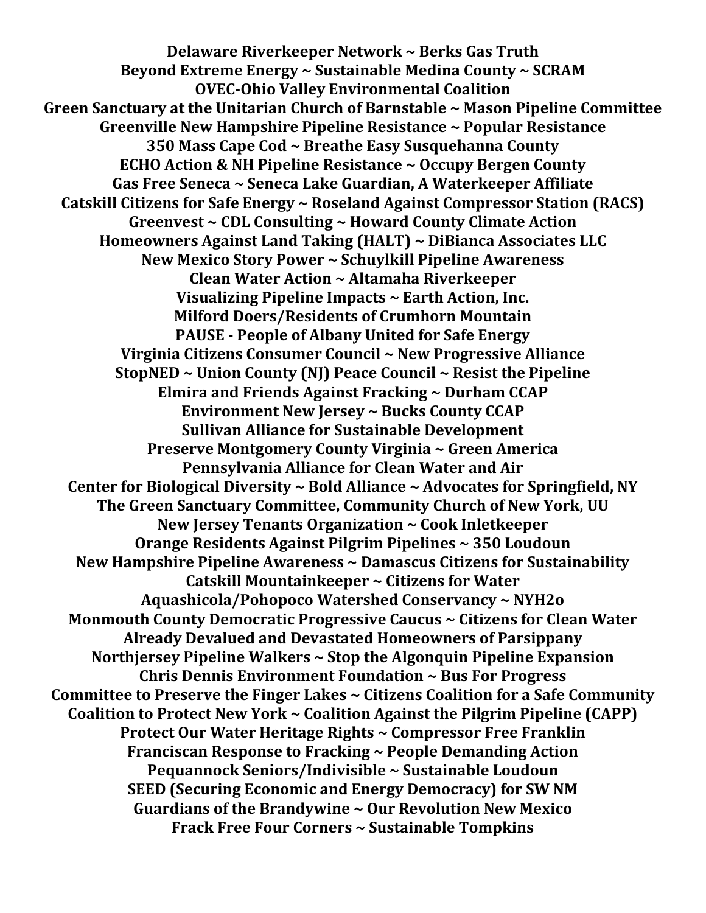**Delaware Riverkeeper Network ~ Berks Gas Truth**
**Beyond Extreme Energy ~ Sustainable Medina County ~ SCRAM**
**OVEC-Ohio Valley Environmental Coalition**
**Green Sanctuary at the Unitarian Church of Barnstable ~ Mason Pipeline Committee**
**Greenville New Hampshire Pipeline Resistance ~ Popular Resistance**
**350 Mass Cape Cod ~ Breathe Easy Susquehanna County**
**ECHO Action & NH Pipeline Resistance ~ Occupy Bergen County**
**Gas Free Seneca ~ Seneca Lake Guardian, A Waterkeeper Affiliate**
**Catskill Citizens for Safe Energy ~ Roseland Against Compressor Station (RACS)**
**Greenvest ~ CDL Consulting ~ Howard County Climate Action**
**Homeowners Against Land Taking (HALT) ~ DiBianca Associates LLC**
**New Mexico Story Power ~ Schuylkill Pipeline Awareness**
**Clean Water Action ~ Altamaha Riverkeeper**
**Visualizing Pipeline Impacts ~ Earth Action, Inc.**
**Milford Doers/Residents of Crumhorn Mountain**
**PAUSE - People of Albany United for Safe Energy**
**Virginia Citizens Consumer Council ~ New Progressive Alliance**
**StopNED ~ Union County (NJ) Peace Council ~ Resist the Pipeline**
**Elmira and Friends Against Fracking ~ Durham CCAP**
**Environment New Jersey ~ Bucks County CCAP**
**Sullivan Alliance for Sustainable Development**
**Preserve Montgomery County Virginia ~ Green America**
**Pennsylvania Alliance for Clean Water and Air**
**Center for Biological Diversity ~ Bold Alliance ~ Advocates for Springfield, NY**
**The Green Sanctuary Committee, Community Church of New York, UU**
**New Jersey Tenants Organization ~ Cook Inletkeeper**
**Orange Residents Against Pilgrim Pipelines ~ 350 Loudoun**
**New Hampshire Pipeline Awareness ~ Damascus Citizens for Sustainability**
**Catskill Mountainkeeper ~ Citizens for Water**
**Aquashicola/Pohopoco Watershed Conservancy ~ NYH2o**
**Monmouth County Democratic Progressive Caucus ~ Citizens for Clean Water**
**Already Devalued and Devastated Homeowners of Parsippany**
**Northjersey Pipeline Walkers ~ Stop the Algonquin Pipeline Expansion**
**Chris Dennis Environment Foundation ~ Bus For Progress**
**Committee to Preserve the Finger Lakes ~ Citizens Coalition for a Safe Community**
**Coalition to Protect New York ~ Coalition Against the Pilgrim Pipeline (CAPP)**
**Protect Our Water Heritage Rights ~ Compressor Free Franklin**
**Franciscan Response to Fracking ~ People Demanding Action**
**Pequannock Seniors/Indivisible ~ Sustainable Loudoun**
**SEED (Securing Economic and Energy Democracy) for SW NM**
**Guardians of the Brandywine ~ Our Revolution New Mexico**
**Frack Free Four Corners ~ Sustainable Tompkins**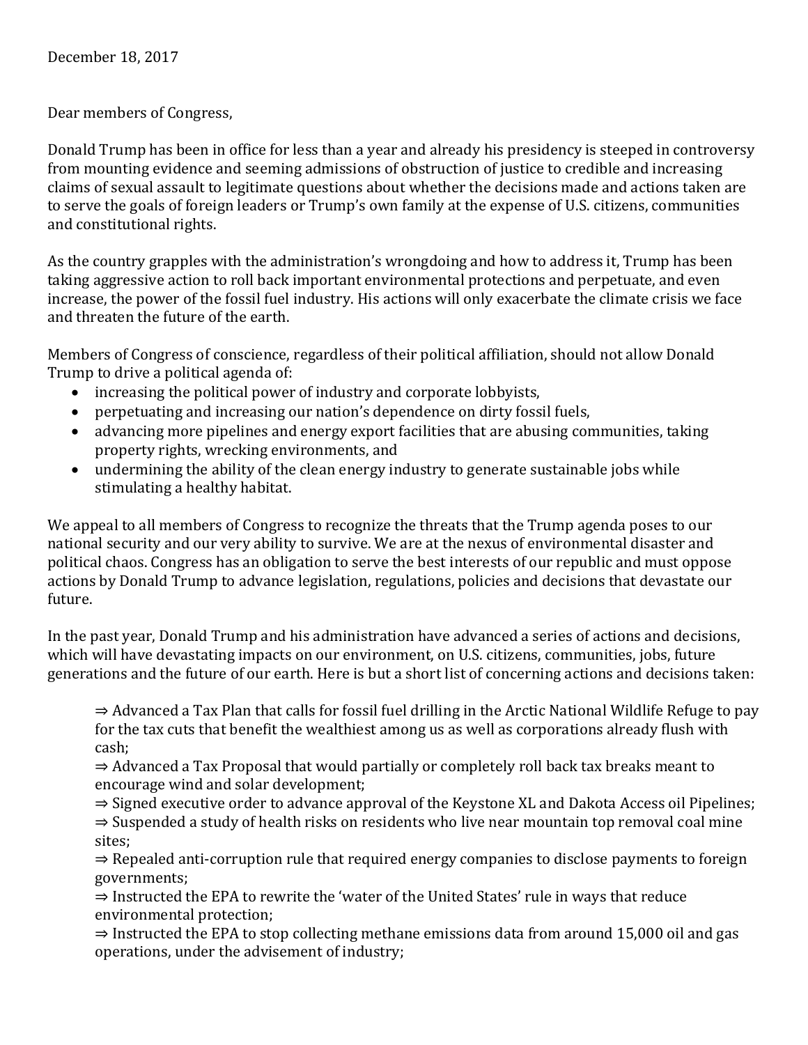December 18, 2017

Dear members of Congress,

Donald Trump has been in office for less than a year and already his presidency is steeped in controversy from mounting evidence and seeming admissions of obstruction of justice to credible and increasing claims of sexual assault to legitimate questions about whether the decisions made and actions taken are to serve the goals of foreign leaders or Trump's own family at the expense of U.S. citizens, communities and constitutional rights.

As the country grapples with the administration's wrongdoing and how to address it, Trump has been taking aggressive action to roll back important environmental protections and perpetuate, and even increase, the power of the fossil fuel industry. His actions will only exacerbate the climate crisis we face and threaten the future of the earth.

Members of Congress of conscience, regardless of their political affiliation, should not allow Donald Trump to drive a political agenda of:

- increasing the political power of industry and corporate lobbyists,
- perpetuating and increasing our nation's dependence on dirty fossil fuels,
- advancing more pipelines and energy export facilities that are abusing communities, taking property rights, wrecking environments, and
- undermining the ability of the clean energy industry to generate sustainable jobs while stimulating a healthy habitat.

We appeal to all members of Congress to recognize the threats that the Trump agenda poses to our national security and our very ability to survive. We are at the nexus of environmental disaster and political chaos. Congress has an obligation to serve the best interests of our republic and must oppose actions by Donald Trump to advance legislation, regulations, policies and decisions that devastate our future.

In the past year, Donald Trump and his administration have advanced a series of actions and decisions, which will have devastating impacts on our environment, on U.S. citizens, communities, jobs, future generations and the future of our earth. Here is but a short list of concerning actions and decisions taken:

⇒ Advanced a Tax Plan that calls for fossil fuel drilling in the Arctic National Wildlife Refuge to pay for the tax cuts that benefit the wealthiest among us as well as corporations already flush with cash;
⇒ Advanced a Tax Proposal that would partially or completely roll back tax breaks meant to encourage wind and solar development;
⇒ Signed executive order to advance approval of the Keystone XL and Dakota Access oil Pipelines;
⇒ Suspended a study of health risks on residents who live near mountain top removal coal mine sites;
⇒ Repealed anti-corruption rule that required energy companies to disclose payments to foreign governments;
⇒ Instructed the EPA to rewrite the 'water of the United States' rule in ways that reduce environmental protection;
⇒ Instructed the EPA to stop collecting methane emissions data from around 15,000 oil and gas operations, under the advisement of industry;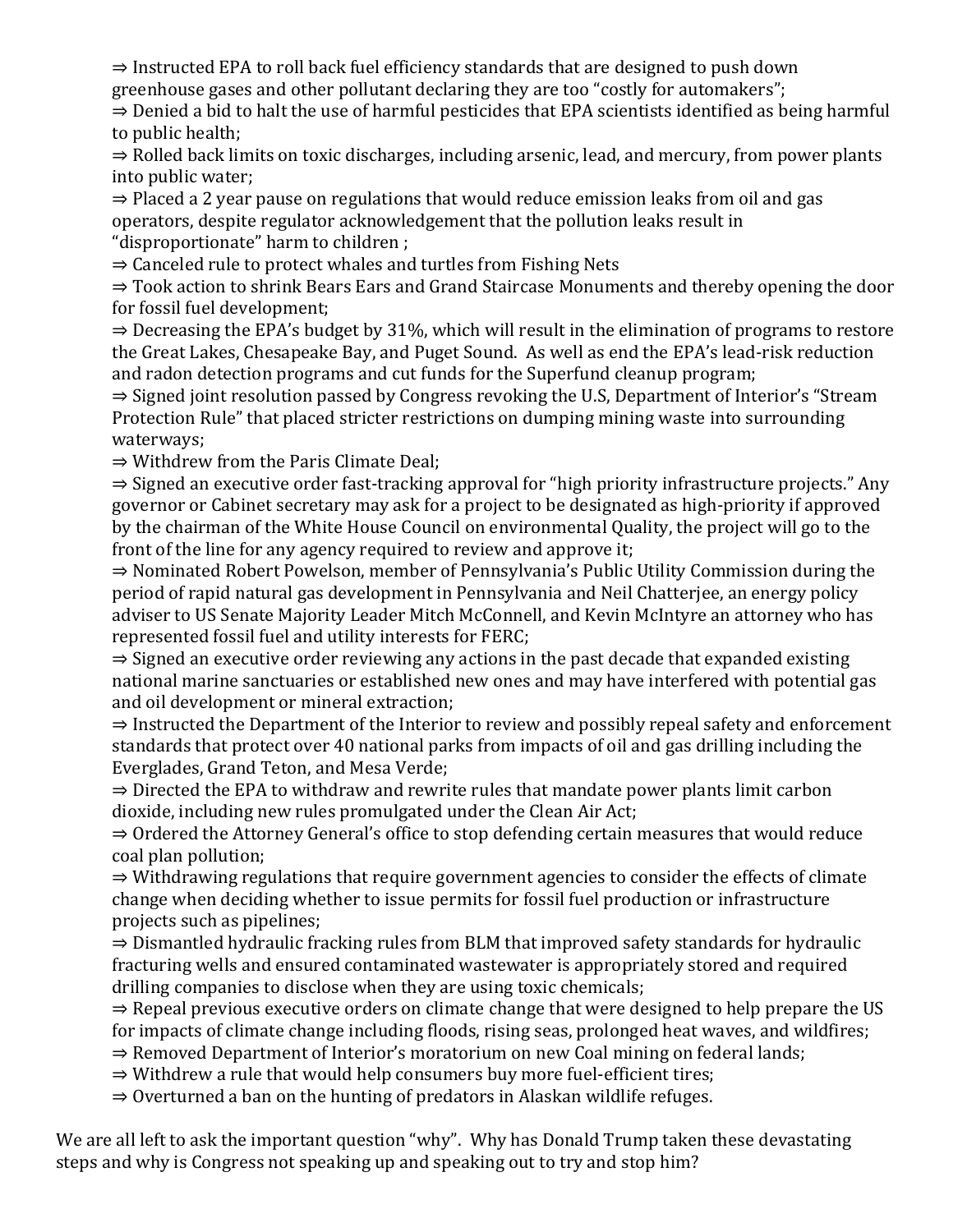⇒ Instructed EPA to roll back fuel efficiency standards that are designed to push down greenhouse gases and other pollutant declaring they are too "costly for automakers";

⇒ Denied a bid to halt the use of harmful pesticides that EPA scientists identified as being harmful to public health;

⇒ Rolled back limits on toxic discharges, including arsenic, lead, and mercury, from power plants into public water;

⇒ Placed a 2 year pause on regulations that would reduce emission leaks from oil and gas operators, despite regulator acknowledgement that the pollution leaks result in "disproportionate" harm to children ;

⇒ Canceled rule to protect whales and turtles from Fishing Nets

⇒ Took action to shrink Bears Ears and Grand Staircase Monuments and thereby opening the door for fossil fuel development;

⇒ Decreasing the EPA's budget by 31%, which will result in the elimination of programs to restore the Great Lakes, Chesapeake Bay, and Puget Sound. As well as end the EPA's lead-risk reduction and radon detection programs and cut funds for the Superfund cleanup program;

⇒ Signed joint resolution passed by Congress revoking the U.S, Department of Interior's "Stream Protection Rule" that placed stricter restrictions on dumping mining waste into surrounding waterways;

⇒ Withdrew from the Paris Climate Deal;

⇒ Signed an executive order fast-tracking approval for "high priority infrastructure projects." Any governor or Cabinet secretary may ask for a project to be designated as high-priority if approved by the chairman of the White House Council on environmental Quality, the project will go to the front of the line for any agency required to review and approve it;

⇒ Nominated Robert Powelson, member of Pennsylvania's Public Utility Commission during the period of rapid natural gas development in Pennsylvania and Neil Chatterjee, an energy policy adviser to US Senate Majority Leader Mitch McConnell, and Kevin McIntyre an attorney who has represented fossil fuel and utility interests for FERC;

⇒ Signed an executive order reviewing any actions in the past decade that expanded existing national marine sanctuaries or established new ones and may have interfered with potential gas and oil development or mineral extraction;

⇒ Instructed the Department of the Interior to review and possibly repeal safety and enforcement standards that protect over 40 national parks from impacts of oil and gas drilling including the Everglades, Grand Teton, and Mesa Verde;

⇒ Directed the EPA to withdraw and rewrite rules that mandate power plants limit carbon dioxide, including new rules promulgated under the Clean Air Act;

⇒ Ordered the Attorney General's office to stop defending certain measures that would reduce coal plan pollution;

⇒ Withdrawing regulations that require government agencies to consider the effects of climate change when deciding whether to issue permits for fossil fuel production or infrastructure projects such as pipelines;

⇒ Dismantled hydraulic fracking rules from BLM that improved safety standards for hydraulic fracturing wells and ensured contaminated wastewater is appropriately stored and required drilling companies to disclose when they are using toxic chemicals;

⇒ Repeal previous executive orders on climate change that were designed to help prepare the US for impacts of climate change including floods, rising seas, prolonged heat waves, and wildfires;

⇒ Removed Department of Interior's moratorium on new Coal mining on federal lands;

⇒ Withdrew a rule that would help consumers buy more fuel-efficient tires;

⇒ Overturned a ban on the hunting of predators in Alaskan wildlife refuges.

We are all left to ask the important question "why". Why has Donald Trump taken these devastating steps and why is Congress not speaking up and speaking out to try and stop him?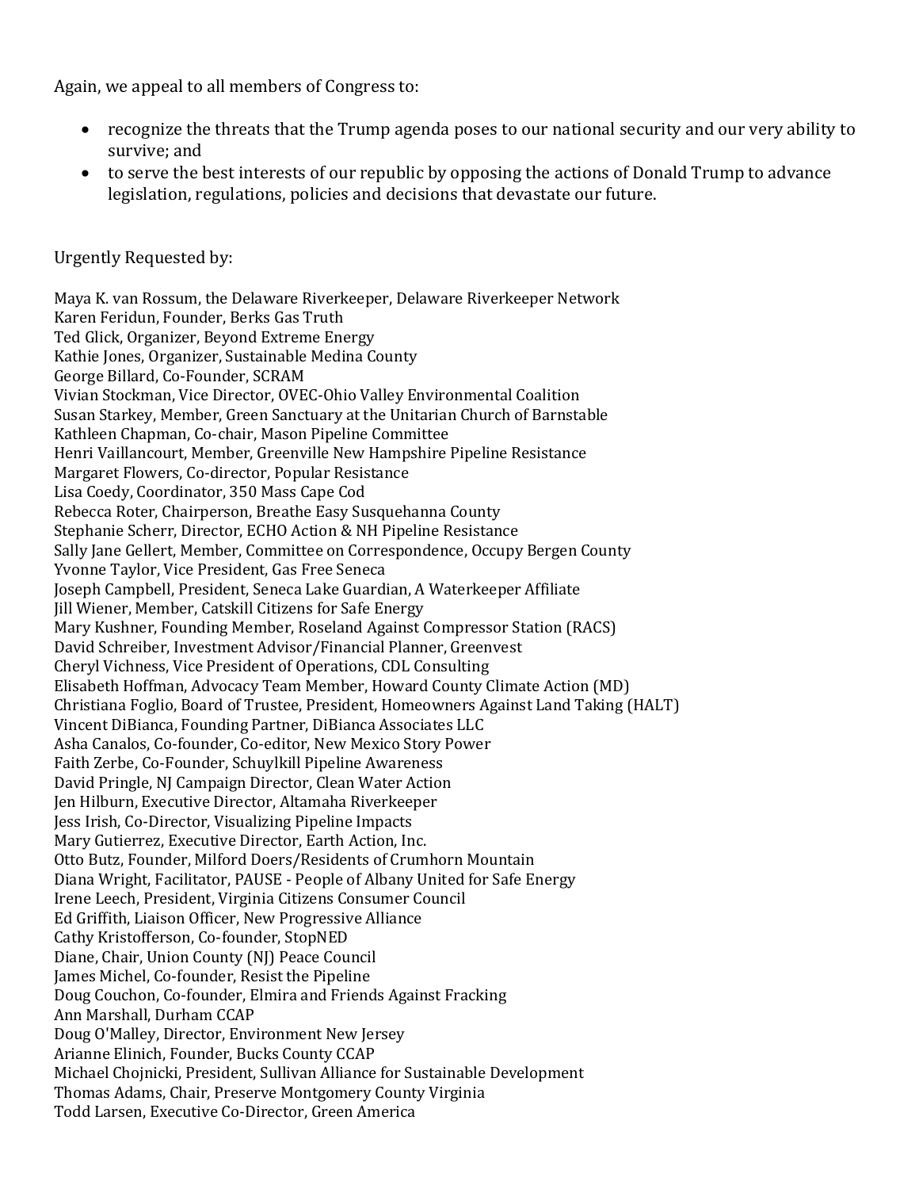Again, we appeal to all members of Congress to:

- recognize the threats that the Trump agenda poses to our national security and our very ability to survive; and
- to serve the best interests of our republic by opposing the actions of Donald Trump to advance legislation, regulations, policies and decisions that devastate our future.

Urgently Requested by:

Maya K. van Rossum, the Delaware Riverkeeper, Delaware Riverkeeper Network
Karen Feridun, Founder, Berks Gas Truth
Ted Glick, Organizer, Beyond Extreme Energy
Kathie Jones, Organizer, Sustainable Medina County
George Billard, Co-Founder, SCRAM
Vivian Stockman, Vice Director, OVEC-Ohio Valley Environmental Coalition
Susan Starkey, Member, Green Sanctuary at the Unitarian Church of Barnstable
Kathleen Chapman, Co-chair, Mason Pipeline Committee
Henri Vaillancourt, Member, Greenville New Hampshire Pipeline Resistance
Margaret Flowers, Co-director, Popular Resistance
Lisa Coedy, Coordinator, 350 Mass Cape Cod
Rebecca Roter, Chairperson, Breathe Easy Susquehanna County
Stephanie Scherr, Director, ECHO Action & NH Pipeline Resistance
Sally Jane Gellert, Member, Committee on Correspondence, Occupy Bergen County
Yvonne Taylor, Vice President, Gas Free Seneca
Joseph Campbell, President, Seneca Lake Guardian, A Waterkeeper Affiliate
Jill Wiener, Member, Catskill Citizens for Safe Energy
Mary Kushner, Founding Member, Roseland Against Compressor Station (RACS)
David Schreiber, Investment Advisor/Financial Planner, Greenvest
Cheryl Vichness, Vice President of Operations, CDL Consulting
Elisabeth Hoffman, Advocacy Team Member, Howard County Climate Action (MD)
Christiana Foglio, Board of Trustee, President, Homeowners Against Land Taking (HALT)
Vincent DiBianca, Founding Partner, DiBianca Associates LLC
Asha Canalos, Co-founder, Co-editor, New Mexico Story Power
Faith Zerbe, Co-Founder, Schuylkill Pipeline Awareness
David Pringle, NJ Campaign Director, Clean Water Action
Jen Hilburn, Executive Director, Altamaha Riverkeeper
Jess Irish, Co-Director, Visualizing Pipeline Impacts
Mary Gutierrez, Executive Director, Earth Action, Inc.
Otto Butz, Founder, Milford Doers/Residents of Crumhorn Mountain
Diana Wright, Facilitator, PAUSE - People of Albany United for Safe Energy
Irene Leech, President, Virginia Citizens Consumer Council
Ed Griffith, Liaison Officer, New Progressive Alliance
Cathy Kristofferson, Co-founder, StopNED
Diane, Chair, Union County (NJ) Peace Council
James Michel, Co-founder, Resist the Pipeline
Doug Couchon, Co-founder, Elmira and Friends Against Fracking
Ann Marshall, Durham CCAP
Doug O'Malley, Director, Environment New Jersey
Arianne Elinich, Founder, Bucks County CCAP
Michael Chojnicki, President, Sullivan Alliance for Sustainable Development
Thomas Adams, Chair, Preserve Montgomery County Virginia
Todd Larsen, Executive Co-Director, Green America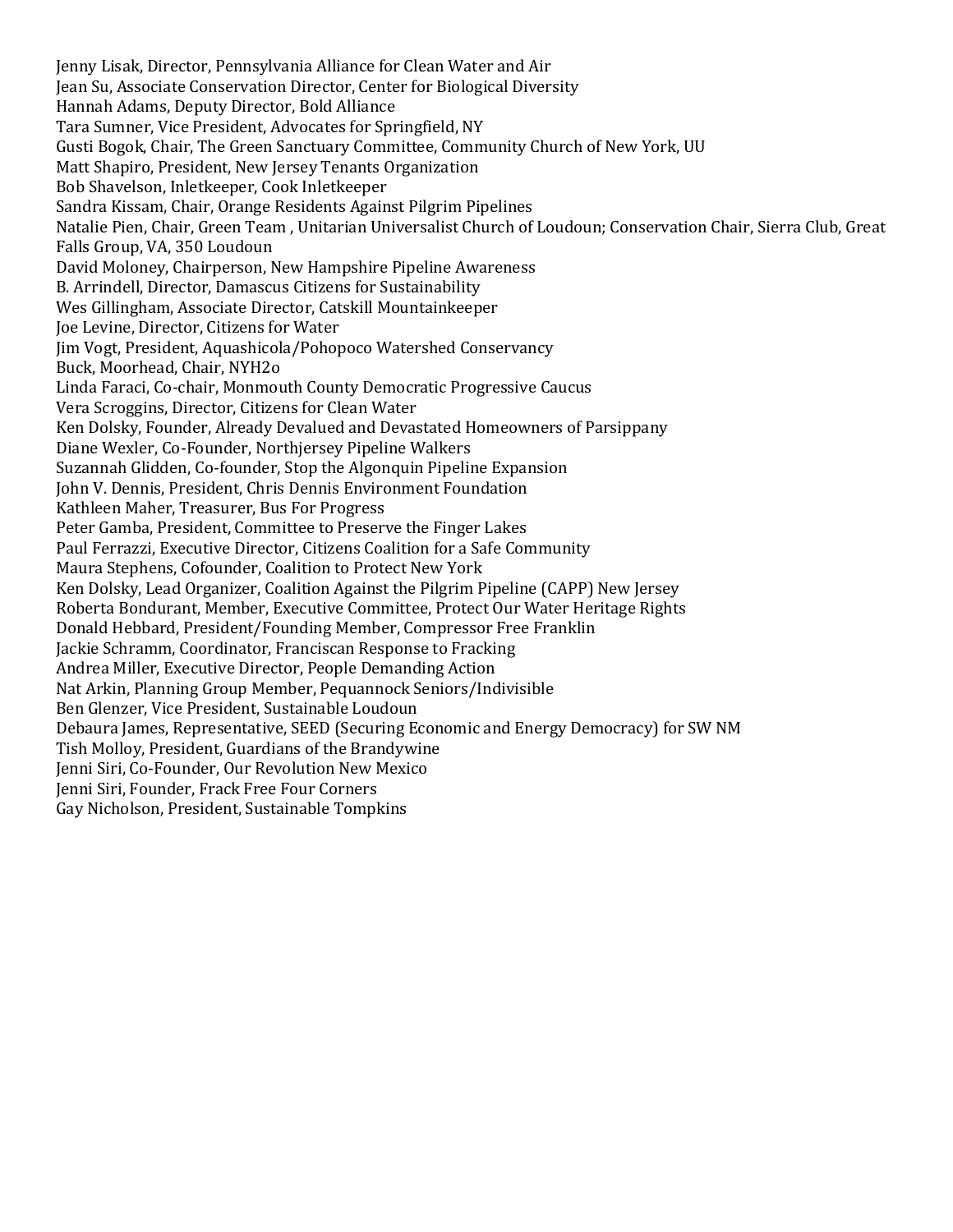Jenny Lisak, Director, Pennsylvania Alliance for Clean Water and Air
Jean Su, Associate Conservation Director, Center for Biological Diversity
Hannah Adams, Deputy Director, Bold Alliance
Tara Sumner, Vice President, Advocates for Springfield, NY
Gusti Bogok, Chair, The Green Sanctuary Committee, Community Church of New York, UU
Matt Shapiro, President, New Jersey Tenants Organization
Bob Shavelson, Inletkeeper, Cook Inletkeeper
Sandra Kissam, Chair, Orange Residents Against Pilgrim Pipelines
Natalie Pien, Chair, Green Team , Unitarian Universalist Church of Loudoun; Conservation Chair, Sierra Club, Great Falls Group, VA, 350 Loudoun
David Moloney, Chairperson, New Hampshire Pipeline Awareness
B. Arrindell, Director, Damascus Citizens for Sustainability
Wes Gillingham, Associate Director, Catskill Mountainkeeper
Joe Levine, Director, Citizens for Water
Jim Vogt, President, Aquashicola/Pohopoco Watershed Conservancy
Buck, Moorhead, Chair, NYH2o
Linda Faraci, Co-chair, Monmouth County Democratic Progressive Caucus
Vera Scroggins, Director, Citizens for Clean Water
Ken Dolsky, Founder, Already Devalued and Devastated Homeowners of Parsippany
Diane Wexler, Co-Founder, Northjersey Pipeline Walkers
Suzannah Glidden, Co-founder, Stop the Algonquin Pipeline Expansion
John V. Dennis, President, Chris Dennis Environment Foundation
Kathleen Maher, Treasurer, Bus For Progress
Peter Gamba, President, Committee to Preserve the Finger Lakes
Paul Ferrazzi, Executive Director, Citizens Coalition for a Safe Community
Maura Stephens, Cofounder, Coalition to Protect New York
Ken Dolsky, Lead Organizer, Coalition Against the Pilgrim Pipeline (CAPP) New Jersey
Roberta Bondurant, Member, Executive Committee, Protect Our Water Heritage Rights
Donald Hebbard, President/Founding Member, Compressor Free Franklin
Jackie Schramm, Coordinator, Franciscan Response to Fracking
Andrea Miller, Executive Director, People Demanding Action
Nat Arkin, Planning Group Member, Pequannock Seniors/Indivisible
Ben Glenzer, Vice President, Sustainable Loudoun
Debaura James, Representative, SEED (Securing Economic and Energy Democracy) for SW NM
Tish Molloy, President, Guardians of the Brandywine
Jenni Siri, Co-Founder, Our Revolution New Mexico
Jenni Siri, Founder, Frack Free Four Corners
Gay Nicholson, President, Sustainable Tompkins